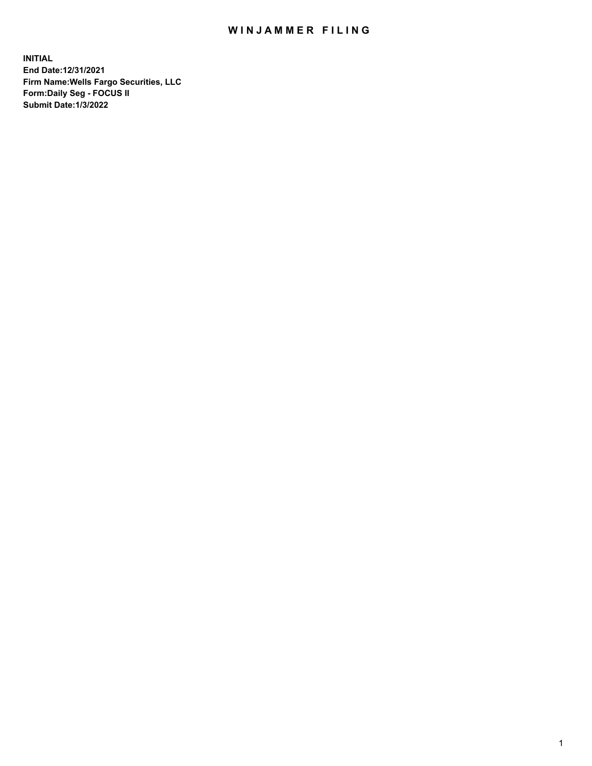# WINJAMMER FILING

**INITIAL**
**End Date:12/31/2021**
**Firm Name:Wells Fargo Securities, LLC**
**Form:Daily Seg - FOCUS II**
**Submit Date:1/3/2022**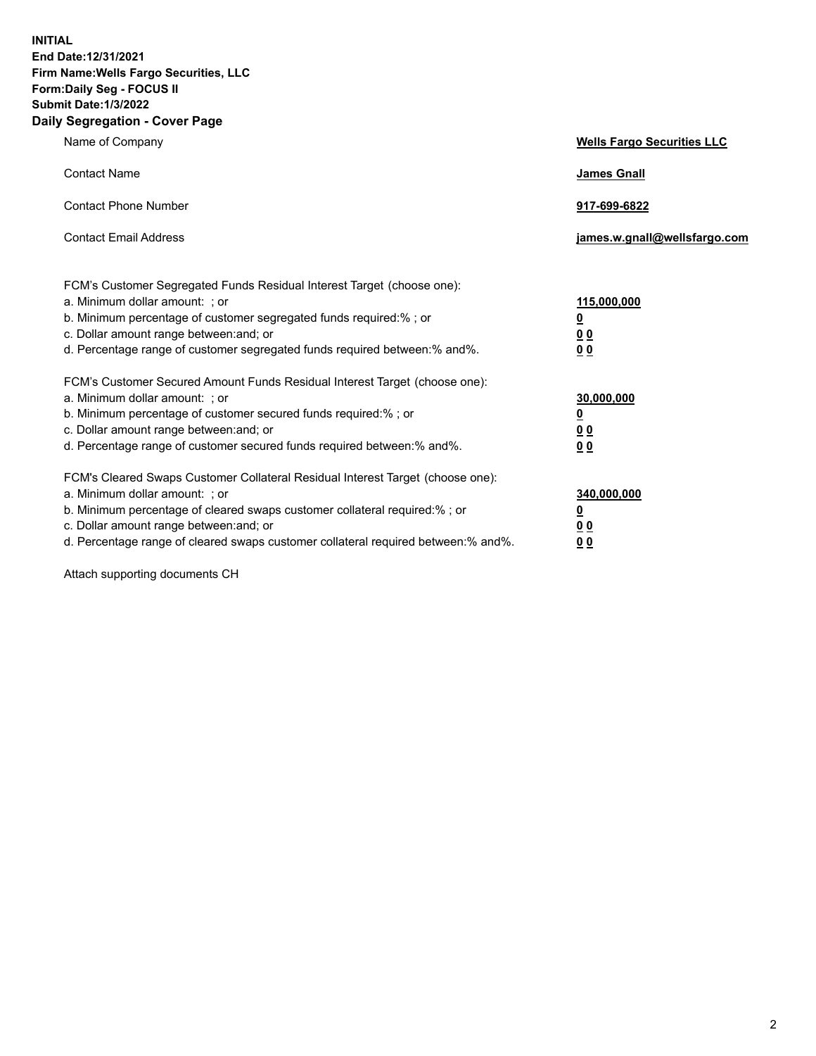**INITIAL**
**End Date:12/31/2021**
**Firm Name:Wells Fargo Securities, LLC**
**Form:Daily Seg - FOCUS II**
**Submit Date:1/3/2022**

## Daily Segregation - Cover Page

| | |
|---|---|
| Name of Company | **Wells Fargo Securities LLC** |
| Contact Name | **James Gnall** |
| Contact Phone Number | **917-699-6822** |
| Contact Email Address | **james.w.gnall@wellsfargo.com** |

| | |
|---|---|
| FCM's Customer Segregated Funds Residual Interest Target (choose one): | |
| a. Minimum dollar amount: ; or | **115,000,000** |
| b. Minimum percentage of customer segregated funds required:% ; or | **0** |
| c. Dollar amount range between:and; or | **0 0** |
| d. Percentage range of customer segregated funds required between:% and%. | **0 0** |
| FCM's Customer Secured Amount Funds Residual Interest Target (choose one): | |
| a. Minimum dollar amount: ; or | **30,000,000** |
| b. Minimum percentage of customer secured funds required:% ; or | **0** |
| c. Dollar amount range between:and; or | **0 0** |
| d. Percentage range of customer secured funds required between:% and%. | **0 0** |
| FCM's Cleared Swaps Customer Collateral Residual Interest Target (choose one): | |
| a. Minimum dollar amount: ; or | **340,000,000** |
| b. Minimum percentage of cleared swaps customer collateral required:% ; or | **0** |
| c. Dollar amount range between:and; or | **0 0** |
| d. Percentage range of cleared swaps customer collateral required between:% and%. | **0 0** |

Attach supporting documents CH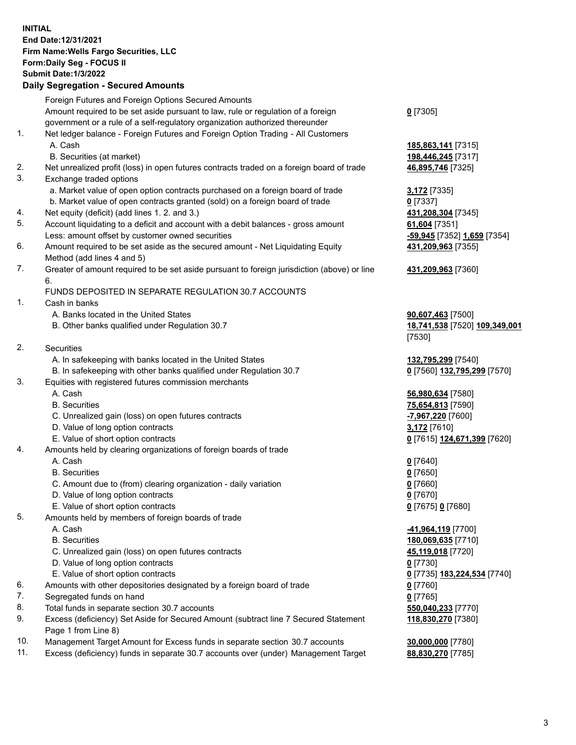**INITIAL**
**End Date:12/31/2021**
**Firm Name:Wells Fargo Securities, LLC**
**Form:Daily Seg - FOCUS II**
**Submit Date:1/3/2022**

## Daily Segregation - Secured Amounts

| | | |
|---|---|---|
| | Foreign Futures and Foreign Options Secured Amounts | |
| | Amount required to be set aside pursuant to law, rule or regulation of a foreign government or a rule of a self-regulatory organization authorized thereunder | **0** [7305] |
| 1. | Net ledger balance - Foreign Futures and Foreign Option Trading - All Customers | |
| | A. Cash | **185,863,141** [7315] |
| | B. Securities (at market) | **198,446,245** [7317] |
| 2. | Net unrealized profit (loss) in open futures contracts traded on a foreign board of trade | **46,895,746** [7325] |
| 3. | Exchange traded options | |
| | a. Market value of open option contracts purchased on a foreign board of trade | **3,172** [7335] |
| | b. Market value of open contracts granted (sold) on a foreign board of trade | **0** [7337] |
| 4. | Net equity (deficit) (add lines 1. 2. and 3.) | **431,208,304** [7345] |
| 5. | Account liquidating to a deficit and account with a debit balances - gross amount | **61,604** [7351] |
| | Less: amount offset by customer owned securities | **-59,945** [7352] **1,659** [7354] |
| 6. | Amount required to be set aside as the secured amount - Net Liquidating Equity Method (add lines 4 and 5) | **431,209,963** [7355] |
| 7. | Greater of amount required to be set aside pursuant to foreign jurisdiction (above) or line 6. | **431,209,963** [7360] |
| | FUNDS DEPOSITED IN SEPARATE REGULATION 30.7 ACCOUNTS | |
| 1. | Cash in banks | |
| | A. Banks located in the United States | **90,607,463** [7500] |
| | B. Other banks qualified under Regulation 30.7 | **18,741,538** [7520] **109,349,001** [7530] |
| 2. | Securities | |
| | A. In safekeeping with banks located in the United States | **132,795,299** [7540] |
| | B. In safekeeping with other banks qualified under Regulation 30.7 | **0** [7560] **132,795,299** [7570] |
| 3. | Equities with registered futures commission merchants | |
| | A. Cash | **56,980,634** [7580] |
| | B. Securities | **75,654,813** [7590] |
| | C. Unrealized gain (loss) on open futures contracts | **-7,967,220** [7600] |
| | D. Value of long option contracts | **3,172** [7610] |
| | E. Value of short option contracts | **0** [7615] **124,671,399** [7620] |
| 4. | Amounts held by clearing organizations of foreign boards of trade | |
| | A. Cash | **0** [7640] |
| | B. Securities | **0** [7650] |
| | C. Amount due to (from) clearing organization - daily variation | **0** [7660] |
| | D. Value of long option contracts | **0** [7670] |
| | E. Value of short option contracts | **0** [7675] **0** [7680] |
| 5. | Amounts held by members of foreign boards of trade | |
| | A. Cash | **-41,964,119** [7700] |
| | B. Securities | **180,069,635** [7710] |
| | C. Unrealized gain (loss) on open futures contracts | **45,119,018** [7720] |
| | D. Value of long option contracts | **0** [7730] |
| | E. Value of short option contracts | **0** [7735] **183,224,534** [7740] |
| 6. | Amounts with other depositories designated by a foreign board of trade | **0** [7760] |
| 7. | Segregated funds on hand | **0** [7765] |
| 8. | Total funds in separate section 30.7 accounts | **550,040,233** [7770] |
| 9. | Excess (deficiency) Set Aside for Secured Amount (subtract line 7 Secured Statement Page 1 from Line 8) | **118,830,270** [7380] |
| 10. | Management Target Amount for Excess funds in separate section 30.7 accounts | **30,000,000** [7780] |
| 11. | Excess (deficiency) funds in separate 30.7 accounts over (under) Management Target | **88,830,270** [7785] |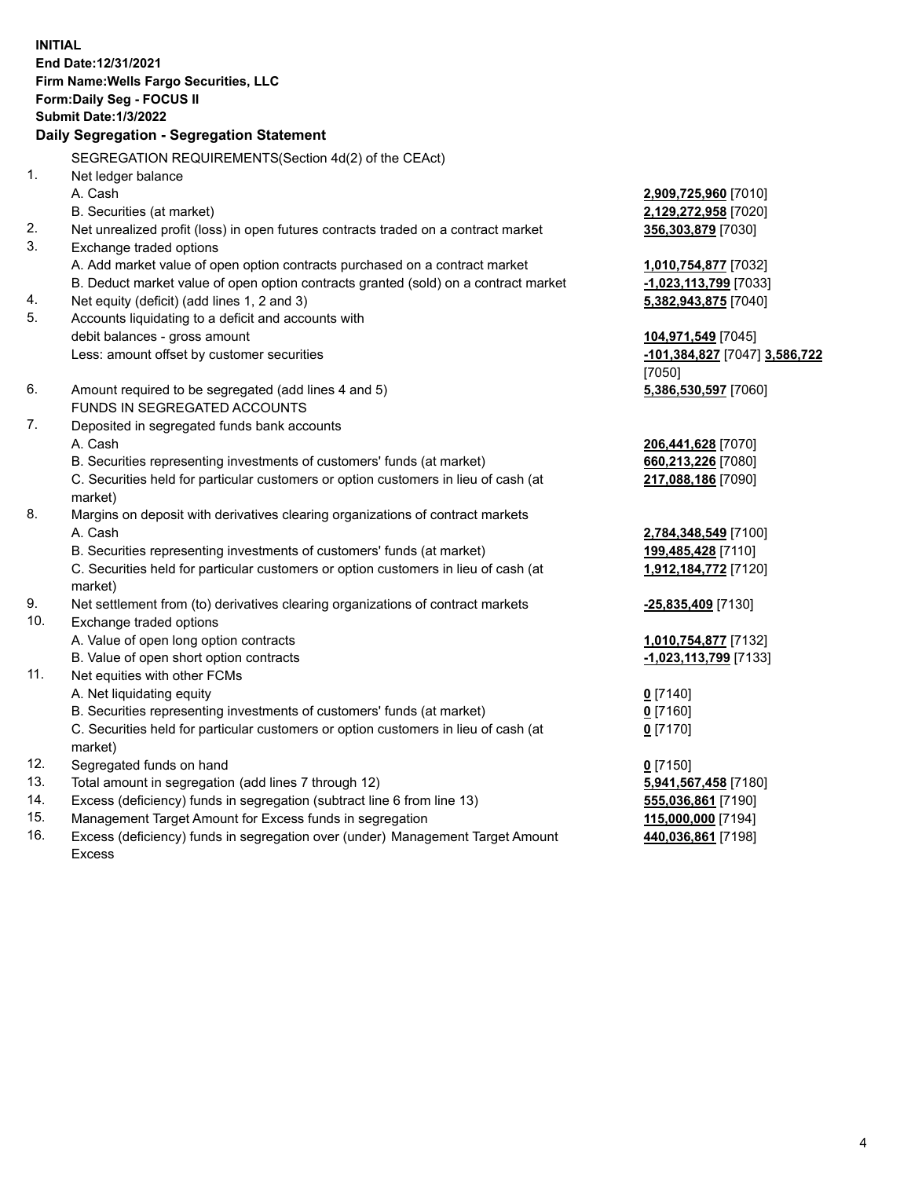**INITIAL**
**End Date:12/31/2021**
**Firm Name:Wells Fargo Securities, LLC**
**Form:Daily Seg - FOCUS II**
**Submit Date:1/3/2022**

**Daily Segregation - Segregation Statement**

SEGREGATION REQUIREMENTS(Section 4d(2) of the CEAct)

| | | |
|---|---|---|
| 1. | Net ledger balance | |
| | A. Cash | **2,909,725,960** [7010] |
| | B. Securities (at market) | **2,129,272,958** [7020] |
| 2. | Net unrealized profit (loss) in open futures contracts traded on a contract market | **356,303,879** [7030] |
| 3. | Exchange traded options | |
| | A. Add market value of open option contracts purchased on a contract market | **1,010,754,877** [7032] |
| | B. Deduct market value of open option contracts granted (sold) on a contract market | **-1,023,113,799** [7033] |
| 4. | Net equity (deficit) (add lines 1, 2 and 3) | **5,382,943,875** [7040] |
| 5. | Accounts liquidating to a deficit and accounts with debit balances - gross amount | **104,971,549** [7045] |
| | Less: amount offset by customer securities | **-101,384,827** [7047] **3,586,722** [7050] |
| 6. | Amount required to be segregated (add lines 4 and 5) | **5,386,530,597** [7060] |
| | FUNDS IN SEGREGATED ACCOUNTS | |
| 7. | Deposited in segregated funds bank accounts | |
| | A. Cash | **206,441,628** [7070] |
| | B. Securities representing investments of customers' funds (at market) | **660,213,226** [7080] |
| | C. Securities held for particular customers or option customers in lieu of cash (at market) | **217,088,186** [7090] |
| 8. | Margins on deposit with derivatives clearing organizations of contract markets | |
| | A. Cash | **2,784,348,549** [7100] |
| | B. Securities representing investments of customers' funds (at market) | **199,485,428** [7110] |
| | C. Securities held for particular customers or option customers in lieu of cash (at market) | **1,912,184,772** [7120] |
| 9. | Net settlement from (to) derivatives clearing organizations of contract markets | **-25,835,409** [7130] |
| 10. | Exchange traded options | |
| | A. Value of open long option contracts | **1,010,754,877** [7132] |
| | B. Value of open short option contracts | **-1,023,113,799** [7133] |
| 11. | Net equities with other FCMs | |
| | A. Net liquidating equity | **0** [7140] |
| | B. Securities representing investments of customers' funds (at market) | **0** [7160] |
| | C. Securities held for particular customers or option customers in lieu of cash (at market) | **0** [7170] |
| 12. | Segregated funds on hand | **0** [7150] |
| 13. | Total amount in segregation (add lines 7 through 12) | **5,941,567,458** [7180] |
| 14. | Excess (deficiency) funds in segregation (subtract line 6 from line 13) | **555,036,861** [7190] |
| 15. | Management Target Amount for Excess funds in segregation | **115,000,000** [7194] |
| 16. | Excess (deficiency) funds in segregation over (under) Management Target Amount Excess | **440,036,861** [7198] |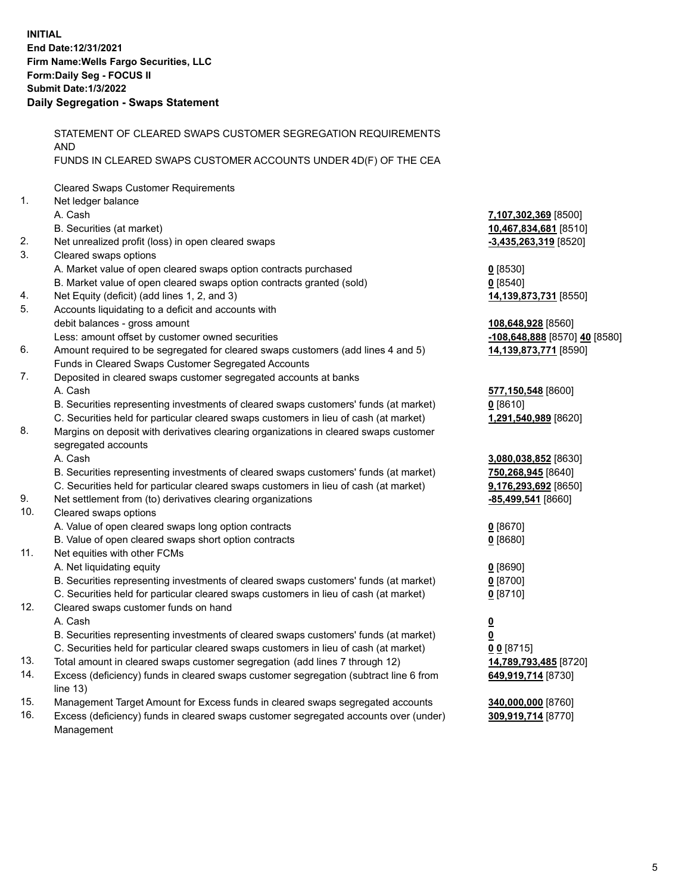**INITIAL**
**End Date:12/31/2021**
**Firm Name:Wells Fargo Securities, LLC**
**Form:Daily Seg - FOCUS II**
**Submit Date:1/3/2022**
**Daily Segregation - Swaps Statement**

STATEMENT OF CLEARED SWAPS CUSTOMER SEGREGATION REQUIREMENTS AND FUNDS IN CLEARED SWAPS CUSTOMER ACCOUNTS UNDER 4D(F) OF THE CEA

| | | |
|---|---|---|
| | Cleared Swaps Customer Requirements | |
| 1. | Net ledger balance | |
| | A. Cash | **7,107,302,369** [8500] |
| | B. Securities (at market) | **10,467,834,681** [8510] |
| 2. | Net unrealized profit (loss) in open cleared swaps | **-3,435,263,319** [8520] |
| 3. | Cleared swaps options | |
| | A. Market value of open cleared swaps option contracts purchased | **0** [8530] |
| | B. Market value of open cleared swaps option contracts granted (sold) | **0** [8540] |
| 4. | Net Equity (deficit) (add lines 1, 2, and 3) | **14,139,873,731** [8550] |
| 5. | Accounts liquidating to a deficit and accounts with debit balances - gross amount | **108,648,928** [8560] |
| | Less: amount offset by customer owned securities | **-108,648,888** [8570] **40** [8580] |
| 6. | Amount required to be segregated for cleared swaps customers (add lines 4 and 5) | **14,139,873,771** [8590] |
| | Funds in Cleared Swaps Customer Segregated Accounts | |
| 7. | Deposited in cleared swaps customer segregated accounts at banks | |
| | A. Cash | **577,150,548** [8600] |
| | B. Securities representing investments of cleared swaps customers' funds (at market) | **0** [8610] |
| | C. Securities held for particular cleared swaps customers in lieu of cash (at market) | **1,291,540,989** [8620] |
| 8. | Margins on deposit with derivatives clearing organizations in cleared swaps customer segregated accounts | |
| | A. Cash | **3,080,038,852** [8630] |
| | B. Securities representing investments of cleared swaps customers' funds (at market) | **750,268,945** [8640] |
| | C. Securities held for particular cleared swaps customers in lieu of cash (at market) | **9,176,293,692** [8650] |
| 9. | Net settlement from (to) derivatives clearing organizations | **-85,499,541** [8660] |
| 10. | Cleared swaps options | |
| | A. Value of open cleared swaps long option contracts | **0** [8670] |
| | B. Value of open cleared swaps short option contracts | **0** [8680] |
| 11. | Net equities with other FCMs | |
| | A. Net liquidating equity | **0** [8690] |
| | B. Securities representing investments of cleared swaps customers' funds (at market) | **0** [8700] |
| | C. Securities held for particular cleared swaps customers in lieu of cash (at market) | **0** [8710] |
| 12. | Cleared swaps customer funds on hand | |
| | A. Cash | **0** |
| | B. Securities representing investments of cleared swaps customers' funds (at market) | **0** |
| | C. Securities held for particular cleared swaps customers in lieu of cash (at market) | **0** **0** [8715] |
| 13. | Total amount in cleared swaps customer segregation (add lines 7 through 12) | **14,789,793,485** [8720] |
| 14. | Excess (deficiency) funds in cleared swaps customer segregation (subtract line 6 from line 13) | **649,919,714** [8730] |
| 15. | Management Target Amount for Excess funds in cleared swaps segregated accounts | **340,000,000** [8760] |
| 16. | Excess (deficiency) funds in cleared swaps customer segregated accounts over (under) Management | **309,919,714** [8770] |